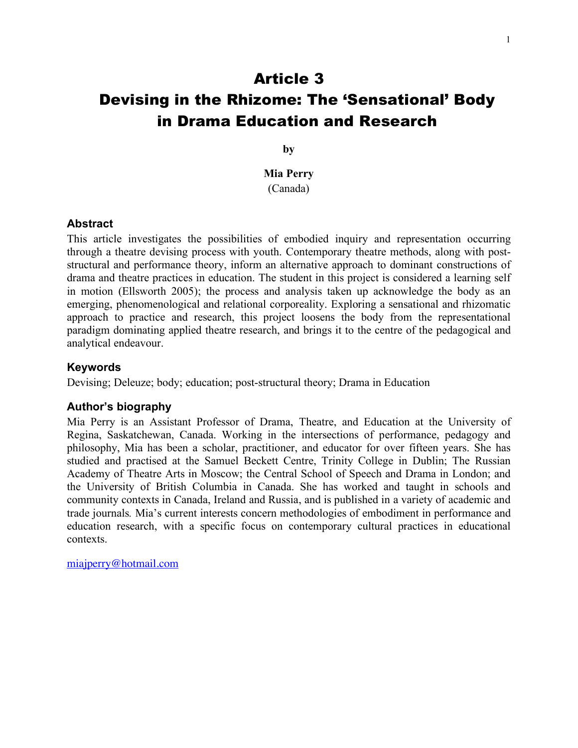# Article 3
# Devising in the Rhizome: The 'Sensational' Body in Drama Education and Research

**by**

**Mia Perry**
(Canada)

### Abstract

This article investigates the possibilities of embodied inquiry and representation occurring through a theatre devising process with youth. Contemporary theatre methods, along with post-structural and performance theory, inform an alternative approach to dominant constructions of drama and theatre practices in education. The student in this project is considered a learning self in motion (Ellsworth 2005); the process and analysis taken up acknowledge the body as an emerging, phenomenological and relational corporeality. Exploring a sensational and rhizomatic approach to practice and research, this project loosens the body from the representational paradigm dominating applied theatre research, and brings it to the centre of the pedagogical and analytical endeavour.

### Keywords

Devising; Deleuze; body; education; post-structural theory; Drama in Education

### Author's biography

Mia Perry is an Assistant Professor of Drama, Theatre, and Education at the University of Regina, Saskatchewan, Canada. Working in the intersections of performance, pedagogy and philosophy, Mia has been a scholar, practitioner, and educator for over fifteen years. She has studied and practised at the Samuel Beckett Centre, Trinity College in Dublin; The Russian Academy of Theatre Arts in Moscow; the Central School of Speech and Drama in London; and the University of British Columbia in Canada. She has worked and taught in schools and community contexts in Canada, Ireland and Russia, and is published in a variety of academic and trade journals. Mia's current interests concern methodologies of embodiment in performance and education research, with a specific focus on contemporary cultural practices in educational contexts.

miajperry@hotmail.com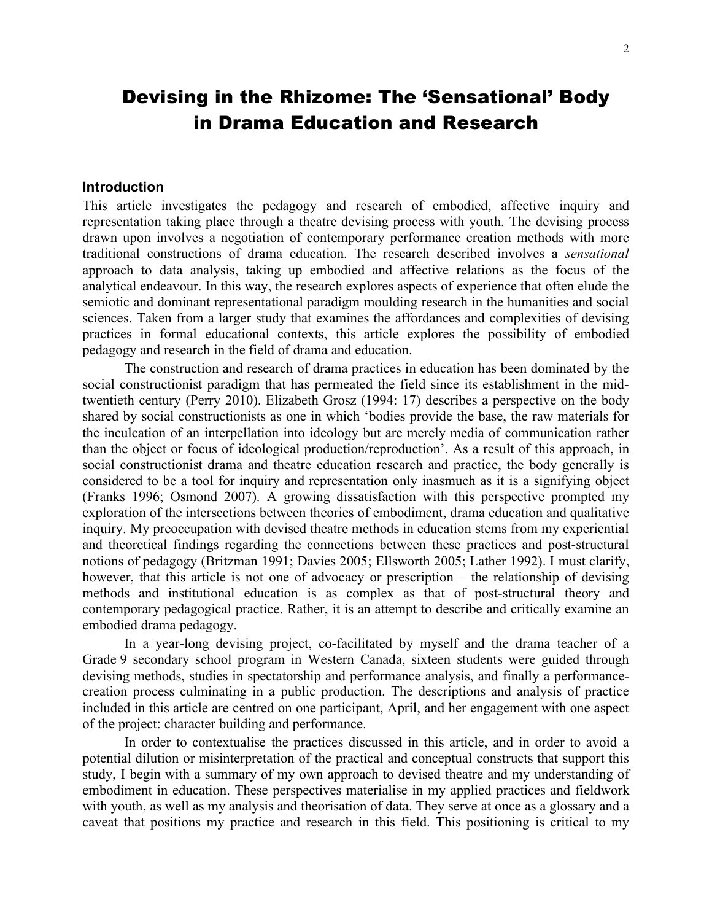# Devising in the Rhizome: The 'Sensational' Body in Drama Education and Research

## Introduction

This article investigates the pedagogy and research of embodied, affective inquiry and representation taking place through a theatre devising process with youth. The devising process drawn upon involves a negotiation of contemporary performance creation methods with more traditional constructions of drama education. The research described involves a *sensational* approach to data analysis, taking up embodied and affective relations as the focus of the analytical endeavour. In this way, the research explores aspects of experience that often elude the semiotic and dominant representational paradigm moulding research in the humanities and social sciences. Taken from a larger study that examines the affordances and complexities of devising practices in formal educational contexts, this article explores the possibility of embodied pedagogy and research in the field of drama and education.

The construction and research of drama practices in education has been dominated by the social constructionist paradigm that has permeated the field since its establishment in the mid-twentieth century (Perry 2010). Elizabeth Grosz (1994: 17) describes a perspective on the body shared by social constructionists as one in which 'bodies provide the base, the raw materials for the inculcation of an interpellation into ideology but are merely media of communication rather than the object or focus of ideological production/reproduction'. As a result of this approach, in social constructionist drama and theatre education research and practice, the body generally is considered to be a tool for inquiry and representation only inasmuch as it is a signifying object (Franks 1996; Osmond 2007). A growing dissatisfaction with this perspective prompted my exploration of the intersections between theories of embodiment, drama education and qualitative inquiry. My preoccupation with devised theatre methods in education stems from my experiential and theoretical findings regarding the connections between these practices and post-structural notions of pedagogy (Britzman 1991; Davies 2005; Ellsworth 2005; Lather 1992). I must clarify, however, that this article is not one of advocacy or prescription – the relationship of devising methods and institutional education is as complex as that of post-structural theory and contemporary pedagogical practice. Rather, it is an attempt to describe and critically examine an embodied drama pedagogy.

In a year-long devising project, co-facilitated by myself and the drama teacher of a Grade 9 secondary school program in Western Canada, sixteen students were guided through devising methods, studies in spectatorship and performance analysis, and finally a performance-creation process culminating in a public production. The descriptions and analysis of practice included in this article are centred on one participant, April, and her engagement with one aspect of the project: character building and performance.

In order to contextualise the practices discussed in this article, and in order to avoid a potential dilution or misinterpretation of the practical and conceptual constructs that support this study, I begin with a summary of my own approach to devised theatre and my understanding of embodiment in education. These perspectives materialise in my applied practices and fieldwork with youth, as well as my analysis and theorisation of data. They serve at once as a glossary and a caveat that positions my practice and research in this field. This positioning is critical to my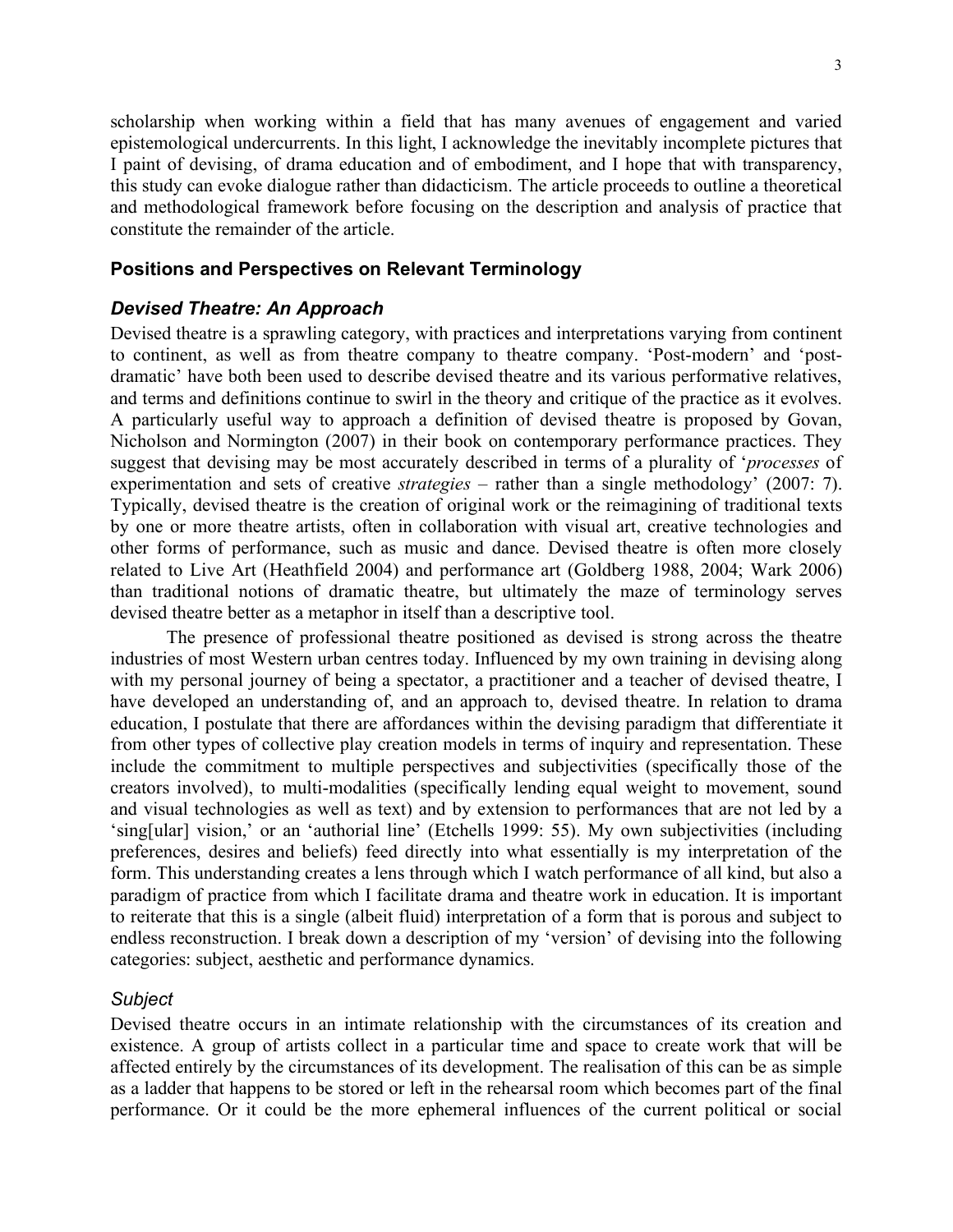scholarship when working within a field that has many avenues of engagement and varied epistemological undercurrents. In this light, I acknowledge the inevitably incomplete pictures that I paint of devising, of drama education and of embodiment, and I hope that with transparency, this study can evoke dialogue rather than didacticism. The article proceeds to outline a theoretical and methodological framework before focusing on the description and analysis of practice that constitute the remainder of the article.

## Positions and Perspectives on Relevant Terminology

### *Devised Theatre: An Approach*

Devised theatre is a sprawling category, with practices and interpretations varying from continent to continent, as well as from theatre company to theatre company. 'Post-modern' and 'post-dramatic' have both been used to describe devised theatre and its various performative relatives, and terms and definitions continue to swirl in the theory and critique of the practice as it evolves. A particularly useful way to approach a definition of devised theatre is proposed by Govan, Nicholson and Normington (2007) in their book on contemporary performance practices. They suggest that devising may be most accurately described in terms of a plurality of '*processes* of experimentation and sets of creative *strategies* – rather than a single methodology' (2007: 7). Typically, devised theatre is the creation of original work or the reimagining of traditional texts by one or more theatre artists, often in collaboration with visual art, creative technologies and other forms of performance, such as music and dance. Devised theatre is often more closely related to Live Art (Heathfield 2004) and performance art (Goldberg 1988, 2004; Wark 2006) than traditional notions of dramatic theatre, but ultimately the maze of terminology serves devised theatre better as a metaphor in itself than a descriptive tool.

The presence of professional theatre positioned as devised is strong across the theatre industries of most Western urban centres today. Influenced by my own training in devising along with my personal journey of being a spectator, a practitioner and a teacher of devised theatre, I have developed an understanding of, and an approach to, devised theatre. In relation to drama education, I postulate that there are affordances within the devising paradigm that differentiate it from other types of collective play creation models in terms of inquiry and representation. These include the commitment to multiple perspectives and subjectivities (specifically those of the creators involved), to multi-modalities (specifically lending equal weight to movement, sound and visual technologies as well as text) and by extension to performances that are not led by a 'sing[ular] vision,' or an 'authorial line' (Etchells 1999: 55). My own subjectivities (including preferences, desires and beliefs) feed directly into what essentially is my interpretation of the form. This understanding creates a lens through which I watch performance of all kind, but also a paradigm of practice from which I facilitate drama and theatre work in education. It is important to reiterate that this is a single (albeit fluid) interpretation of a form that is porous and subject to endless reconstruction. I break down a description of my 'version' of devising into the following categories: subject, aesthetic and performance dynamics.

#### *Subject*

Devised theatre occurs in an intimate relationship with the circumstances of its creation and existence. A group of artists collect in a particular time and space to create work that will be affected entirely by the circumstances of its development. The realisation of this can be as simple as a ladder that happens to be stored or left in the rehearsal room which becomes part of the final performance. Or it could be the more ephemeral influences of the current political or social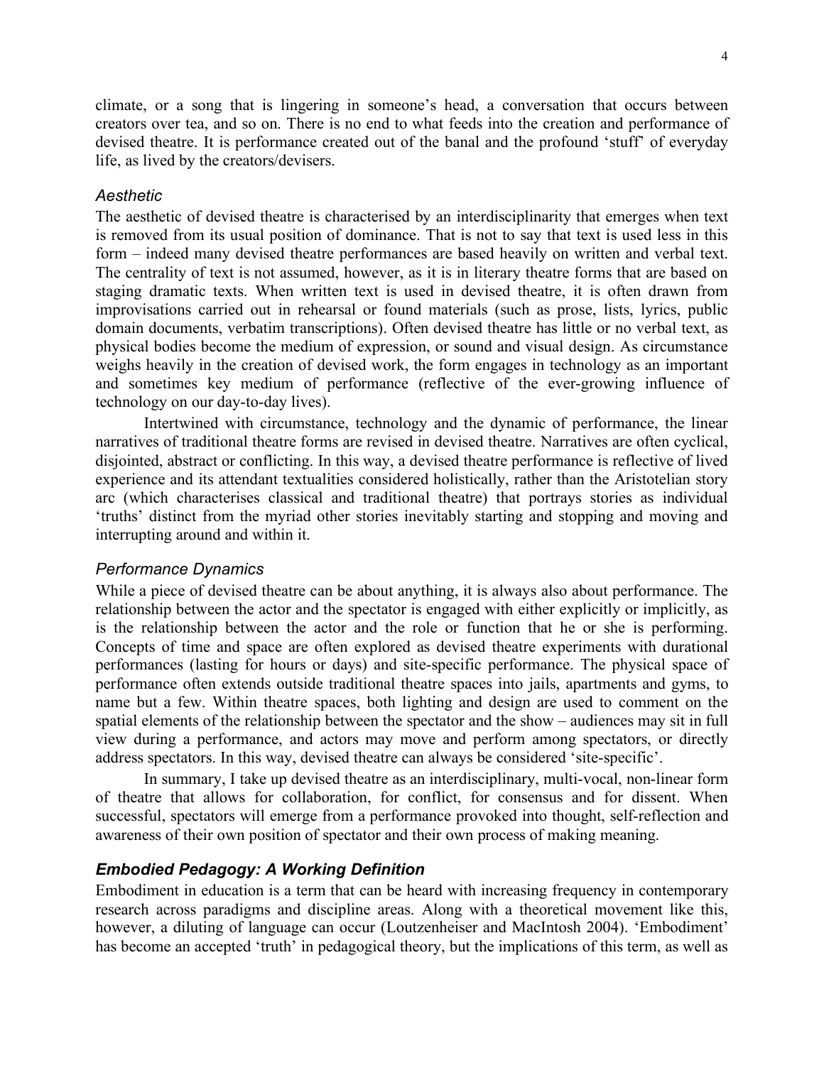climate, or a song that is lingering in someone's head, a conversation that occurs between creators over tea, and so on. There is no end to what feeds into the creation and performance of devised theatre. It is performance created out of the banal and the profound 'stuff' of everyday life, as lived by the creators/devisers.

### *Aesthetic*

The aesthetic of devised theatre is characterised by an interdisciplinarity that emerges when text is removed from its usual position of dominance. That is not to say that text is used less in this form – indeed many devised theatre performances are based heavily on written and verbal text. The centrality of text is not assumed, however, as it is in literary theatre forms that are based on staging dramatic texts. When written text is used in devised theatre, it is often drawn from improvisations carried out in rehearsal or found materials (such as prose, lists, lyrics, public domain documents, verbatim transcriptions). Often devised theatre has little or no verbal text, as physical bodies become the medium of expression, or sound and visual design. As circumstance weighs heavily in the creation of devised work, the form engages in technology as an important and sometimes key medium of performance (reflective of the ever-growing influence of technology on our day-to-day lives).

Intertwined with circumstance, technology and the dynamic of performance, the linear narratives of traditional theatre forms are revised in devised theatre. Narratives are often cyclical, disjointed, abstract or conflicting. In this way, a devised theatre performance is reflective of lived experience and its attendant textualities considered holistically, rather than the Aristotelian story arc (which characterises classical and traditional theatre) that portrays stories as individual 'truths' distinct from the myriad other stories inevitably starting and stopping and moving and interrupting around and within it.

### *Performance Dynamics*

While a piece of devised theatre can be about anything, it is always also about performance. The relationship between the actor and the spectator is engaged with either explicitly or implicitly, as is the relationship between the actor and the role or function that he or she is performing. Concepts of time and space are often explored as devised theatre experiments with durational performances (lasting for hours or days) and site-specific performance. The physical space of performance often extends outside traditional theatre spaces into jails, apartments and gyms, to name but a few. Within theatre spaces, both lighting and design are used to comment on the spatial elements of the relationship between the spectator and the show – audiences may sit in full view during a performance, and actors may move and perform among spectators, or directly address spectators. In this way, devised theatre can always be considered 'site-specific'.

In summary, I take up devised theatre as an interdisciplinary, multi-vocal, non-linear form of theatre that allows for collaboration, for conflict, for consensus and for dissent. When successful, spectators will emerge from a performance provoked into thought, self-reflection and awareness of their own position of spectator and their own process of making meaning.

## ***Embodied Pedagogy: A Working Definition***

Embodiment in education is a term that can be heard with increasing frequency in contemporary research across paradigms and discipline areas. Along with a theoretical movement like this, however, a diluting of language can occur (Loutzenheiser and MacIntosh 2004). 'Embodiment' has become an accepted 'truth' in pedagogical theory, but the implications of this term, as well as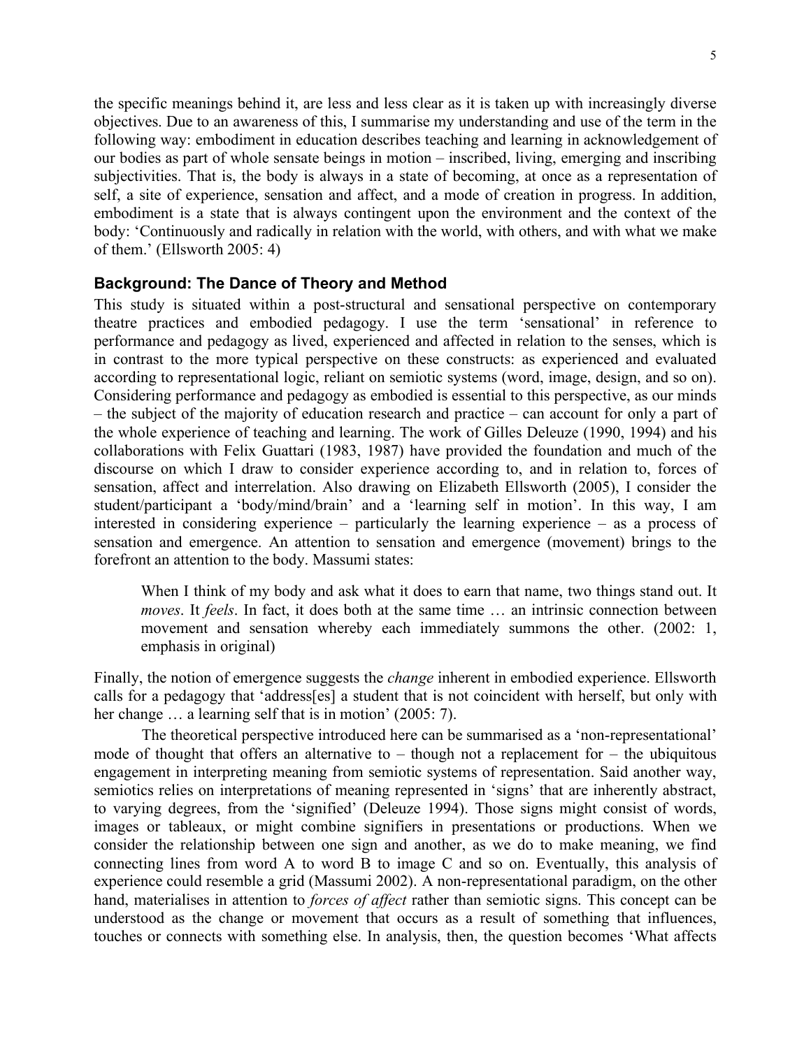the specific meanings behind it, are less and less clear as it is taken up with increasingly diverse objectives. Due to an awareness of this, I summarise my understanding and use of the term in the following way: embodiment in education describes teaching and learning in acknowledgement of our bodies as part of whole sensate beings in motion – inscribed, living, emerging and inscribing subjectivities. That is, the body is always in a state of becoming, at once as a representation of self, a site of experience, sensation and affect, and a mode of creation in progress. In addition, embodiment is a state that is always contingent upon the environment and the context of the body: 'Continuously and radically in relation with the world, with others, and with what we make of them.' (Ellsworth 2005: 4)

## Background: The Dance of Theory and Method

This study is situated within a post-structural and sensational perspective on contemporary theatre practices and embodied pedagogy. I use the term 'sensational' in reference to performance and pedagogy as lived, experienced and affected in relation to the senses, which is in contrast to the more typical perspective on these constructs: as experienced and evaluated according to representational logic, reliant on semiotic systems (word, image, design, and so on). Considering performance and pedagogy as embodied is essential to this perspective, as our minds – the subject of the majority of education research and practice – can account for only a part of the whole experience of teaching and learning. The work of Gilles Deleuze (1990, 1994) and his collaborations with Felix Guattari (1983, 1987) have provided the foundation and much of the discourse on which I draw to consider experience according to, and in relation to, forces of sensation, affect and interrelation. Also drawing on Elizabeth Ellsworth (2005), I consider the student/participant a 'body/mind/brain' and a 'learning self in motion'. In this way, I am interested in considering experience – particularly the learning experience – as a process of sensation and emergence. An attention to sensation and emergence (movement) brings to the forefront an attention to the body. Massumi states:

> When I think of my body and ask what it does to earn that name, two things stand out. It *moves*. It *feels*. In fact, it does both at the same time … an intrinsic connection between movement and sensation whereby each immediately summons the other. (2002: 1, emphasis in original)

Finally, the notion of emergence suggests the *change* inherent in embodied experience. Ellsworth calls for a pedagogy that 'address[es] a student that is not coincident with herself, but only with her change … a learning self that is in motion' (2005: 7).

The theoretical perspective introduced here can be summarised as a 'non-representational' mode of thought that offers an alternative to – though not a replacement for – the ubiquitous engagement in interpreting meaning from semiotic systems of representation. Said another way, semiotics relies on interpretations of meaning represented in 'signs' that are inherently abstract, to varying degrees, from the 'signified' (Deleuze 1994). Those signs might consist of words, images or tableaux, or might combine signifiers in presentations or productions. When we consider the relationship between one sign and another, as we do to make meaning, we find connecting lines from word A to word B to image C and so on. Eventually, this analysis of experience could resemble a grid (Massumi 2002). A non-representational paradigm, on the other hand, materialises in attention to *forces of affect* rather than semiotic signs. This concept can be understood as the change or movement that occurs as a result of something that influences, touches or connects with something else. In analysis, then, the question becomes 'What affects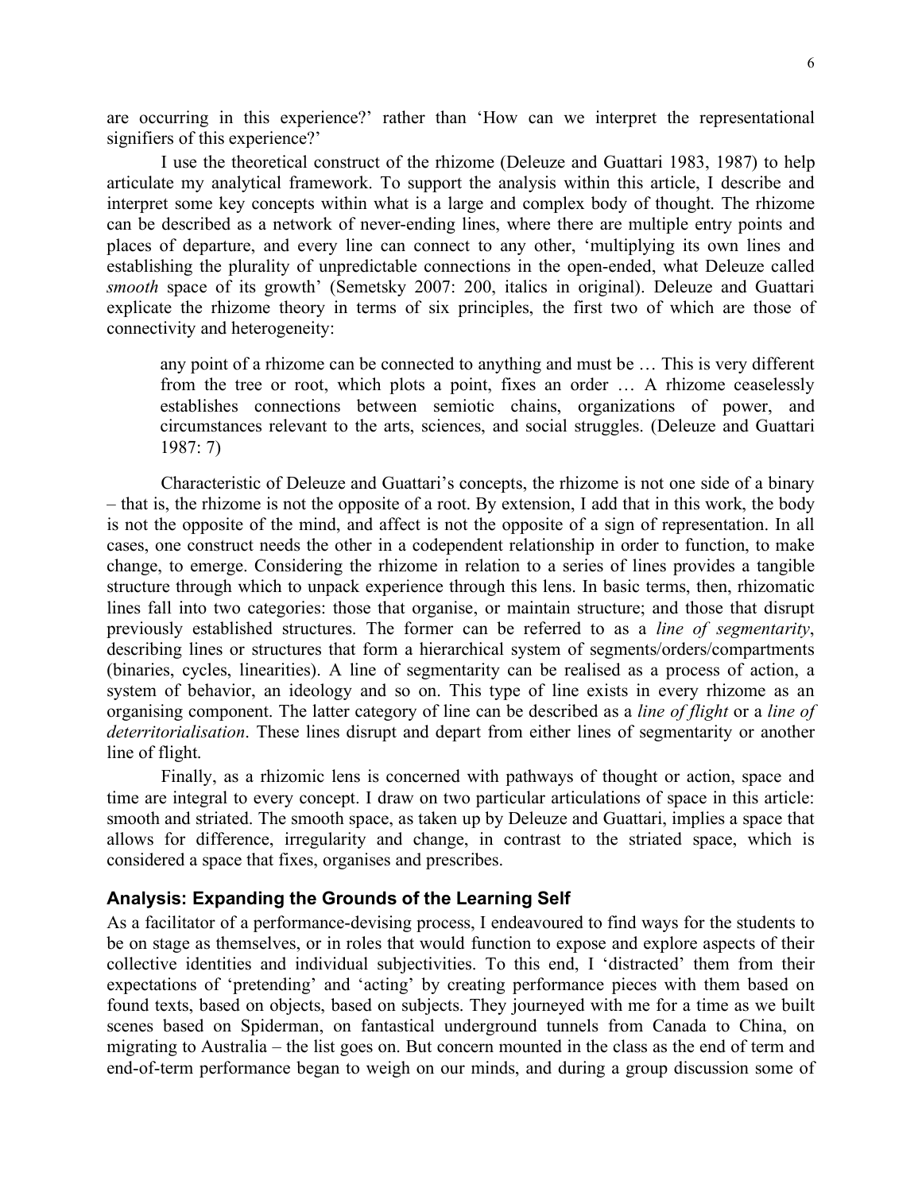are occurring in this experience?' rather than 'How can we interpret the representational signifiers of this experience?'

I use the theoretical construct of the rhizome (Deleuze and Guattari 1983, 1987) to help articulate my analytical framework. To support the analysis within this article, I describe and interpret some key concepts within what is a large and complex body of thought. The rhizome can be described as a network of never-ending lines, where there are multiple entry points and places of departure, and every line can connect to any other, 'multiplying its own lines and establishing the plurality of unpredictable connections in the open-ended, what Deleuze called *smooth* space of its growth' (Semetsky 2007: 200, italics in original). Deleuze and Guattari explicate the rhizome theory in terms of six principles, the first two of which are those of connectivity and heterogeneity:

> any point of a rhizome can be connected to anything and must be … This is very different from the tree or root, which plots a point, fixes an order … A rhizome ceaselessly establishes connections between semiotic chains, organizations of power, and circumstances relevant to the arts, sciences, and social struggles. (Deleuze and Guattari 1987: 7)

Characteristic of Deleuze and Guattari's concepts, the rhizome is not one side of a binary – that is, the rhizome is not the opposite of a root. By extension, I add that in this work, the body is not the opposite of the mind, and affect is not the opposite of a sign of representation. In all cases, one construct needs the other in a codependent relationship in order to function, to make change, to emerge. Considering the rhizome in relation to a series of lines provides a tangible structure through which to unpack experience through this lens. In basic terms, then, rhizomatic lines fall into two categories: those that organise, or maintain structure; and those that disrupt previously established structures. The former can be referred to as a *line of segmentarity*, describing lines or structures that form a hierarchical system of segments/orders/compartments (binaries, cycles, linearities). A line of segmentarity can be realised as a process of action, a system of behavior, an ideology and so on. This type of line exists in every rhizome as an organising component. The latter category of line can be described as a *line of flight* or a *line of deterritorialisation*. These lines disrupt and depart from either lines of segmentarity or another line of flight.

Finally, as a rhizomic lens is concerned with pathways of thought or action, space and time are integral to every concept. I draw on two particular articulations of space in this article: smooth and striated. The smooth space, as taken up by Deleuze and Guattari, implies a space that allows for difference, irregularity and change, in contrast to the striated space, which is considered a space that fixes, organises and prescribes.

## Analysis: Expanding the Grounds of the Learning Self

As a facilitator of a performance-devising process, I endeavoured to find ways for the students to be on stage as themselves, or in roles that would function to expose and explore aspects of their collective identities and individual subjectivities. To this end, I 'distracted' them from their expectations of 'pretending' and 'acting' by creating performance pieces with them based on found texts, based on objects, based on subjects. They journeyed with me for a time as we built scenes based on Spiderman, on fantastical underground tunnels from Canada to China, on migrating to Australia – the list goes on. But concern mounted in the class as the end of term and end-of-term performance began to weigh on our minds, and during a group discussion some of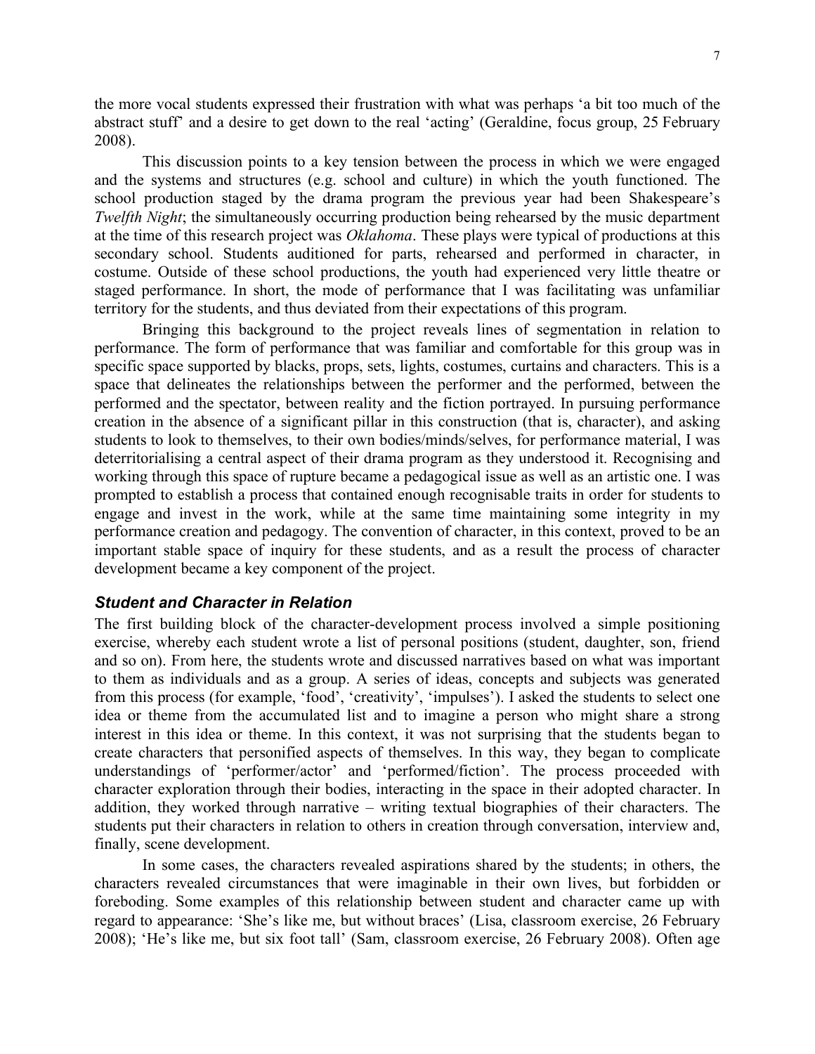the more vocal students expressed their frustration with what was perhaps 'a bit too much of the abstract stuff' and a desire to get down to the real 'acting' (Geraldine, focus group, 25 February 2008).

This discussion points to a key tension between the process in which we were engaged and the systems and structures (e.g. school and culture) in which the youth functioned. The school production staged by the drama program the previous year had been Shakespeare's *Twelfth Night*; the simultaneously occurring production being rehearsed by the music department at the time of this research project was *Oklahoma*. These plays were typical of productions at this secondary school. Students auditioned for parts, rehearsed and performed in character, in costume. Outside of these school productions, the youth had experienced very little theatre or staged performance. In short, the mode of performance that I was facilitating was unfamiliar territory for the students, and thus deviated from their expectations of this program.

Bringing this background to the project reveals lines of segmentation in relation to performance. The form of performance that was familiar and comfortable for this group was in specific space supported by blacks, props, sets, lights, costumes, curtains and characters. This is a space that delineates the relationships between the performer and the performed, between the performed and the spectator, between reality and the fiction portrayed. In pursuing performance creation in the absence of a significant pillar in this construction (that is, character), and asking students to look to themselves, to their own bodies/minds/selves, for performance material, I was deterritorialising a central aspect of their drama program as they understood it. Recognising and working through this space of rupture became a pedagogical issue as well as an artistic one. I was prompted to establish a process that contained enough recognisable traits in order for students to engage and invest in the work, while at the same time maintaining some integrity in my performance creation and pedagogy. The convention of character, in this context, proved to be an important stable space of inquiry for these students, and as a result the process of character development became a key component of the project.

### *Student and Character in Relation*

The first building block of the character-development process involved a simple positioning exercise, whereby each student wrote a list of personal positions (student, daughter, son, friend and so on). From here, the students wrote and discussed narratives based on what was important to them as individuals and as a group. A series of ideas, concepts and subjects was generated from this process (for example, 'food', 'creativity', 'impulses'). I asked the students to select one idea or theme from the accumulated list and to imagine a person who might share a strong interest in this idea or theme. In this context, it was not surprising that the students began to create characters that personified aspects of themselves. In this way, they began to complicate understandings of 'performer/actor' and 'performed/fiction'. The process proceeded with character exploration through their bodies, interacting in the space in their adopted character. In addition, they worked through narrative – writing textual biographies of their characters. The students put their characters in relation to others in creation through conversation, interview and, finally, scene development.

In some cases, the characters revealed aspirations shared by the students; in others, the characters revealed circumstances that were imaginable in their own lives, but forbidden or foreboding. Some examples of this relationship between student and character came up with regard to appearance: 'She's like me, but without braces' (Lisa, classroom exercise, 26 February 2008); 'He's like me, but six foot tall' (Sam, classroom exercise, 26 February 2008). Often age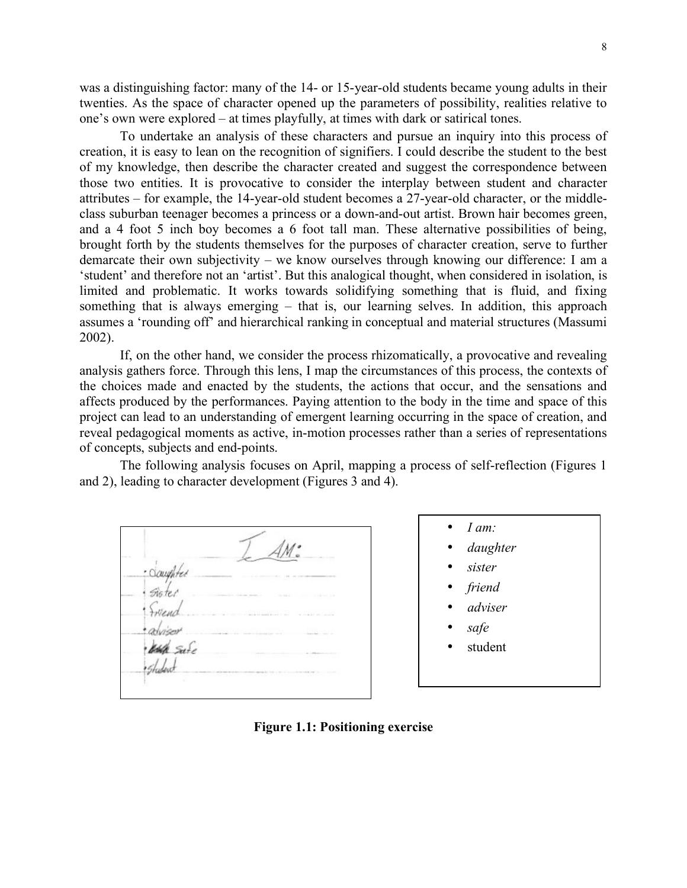was a distinguishing factor: many of the 14- or 15-year-old students became young adults in their twenties. As the space of character opened up the parameters of possibility, realities relative to one's own were explored – at times playfully, at times with dark or satirical tones.

To undertake an analysis of these characters and pursue an inquiry into this process of creation, it is easy to lean on the recognition of signifiers. I could describe the student to the best of my knowledge, then describe the character created and suggest the correspondence between those two entities. It is provocative to consider the interplay between student and character attributes – for example, the 14-year-old student becomes a 27-year-old character, or the middle-class suburban teenager becomes a princess or a down-and-out artist. Brown hair becomes green, and a 4 foot 5 inch boy becomes a 6 foot tall man. These alternative possibilities of being, brought forth by the students themselves for the purposes of character creation, serve to further demarcate their own subjectivity – we know ourselves through knowing our difference: I am a 'student' and therefore not an 'artist'. But this analogical thought, when considered in isolation, is limited and problematic. It works towards solidifying something that is fluid, and fixing something that is always emerging – that is, our learning selves. In addition, this approach assumes a 'rounding off' and hierarchical ranking in conceptual and material structures (Massumi 2002).

If, on the other hand, we consider the process rhizomatically, a provocative and revealing analysis gathers force. Through this lens, I map the circumstances of this process, the contexts of the choices made and enacted by the students, the actions that occur, and the sensations and affects produced by the performances. Paying attention to the body in the time and space of this project can lead to an understanding of emergent learning occurring in the space of creation, and reveal pedagogical moments as active, in-motion processes rather than a series of representations of concepts, subjects and end-points.

The following analysis focuses on April, mapping a process of self-reflection (Figures 1 and 2), leading to character development (Figures 3 and 4).

I AM:
- daughter
- sister
- friend
- adviser
- ~~kind~~ safe
- student

- *I am:*
- *daughter*
- *sister*
- *friend*
- *adviser*
- *safe*
- student

**Figure 1.1: Positioning exercise**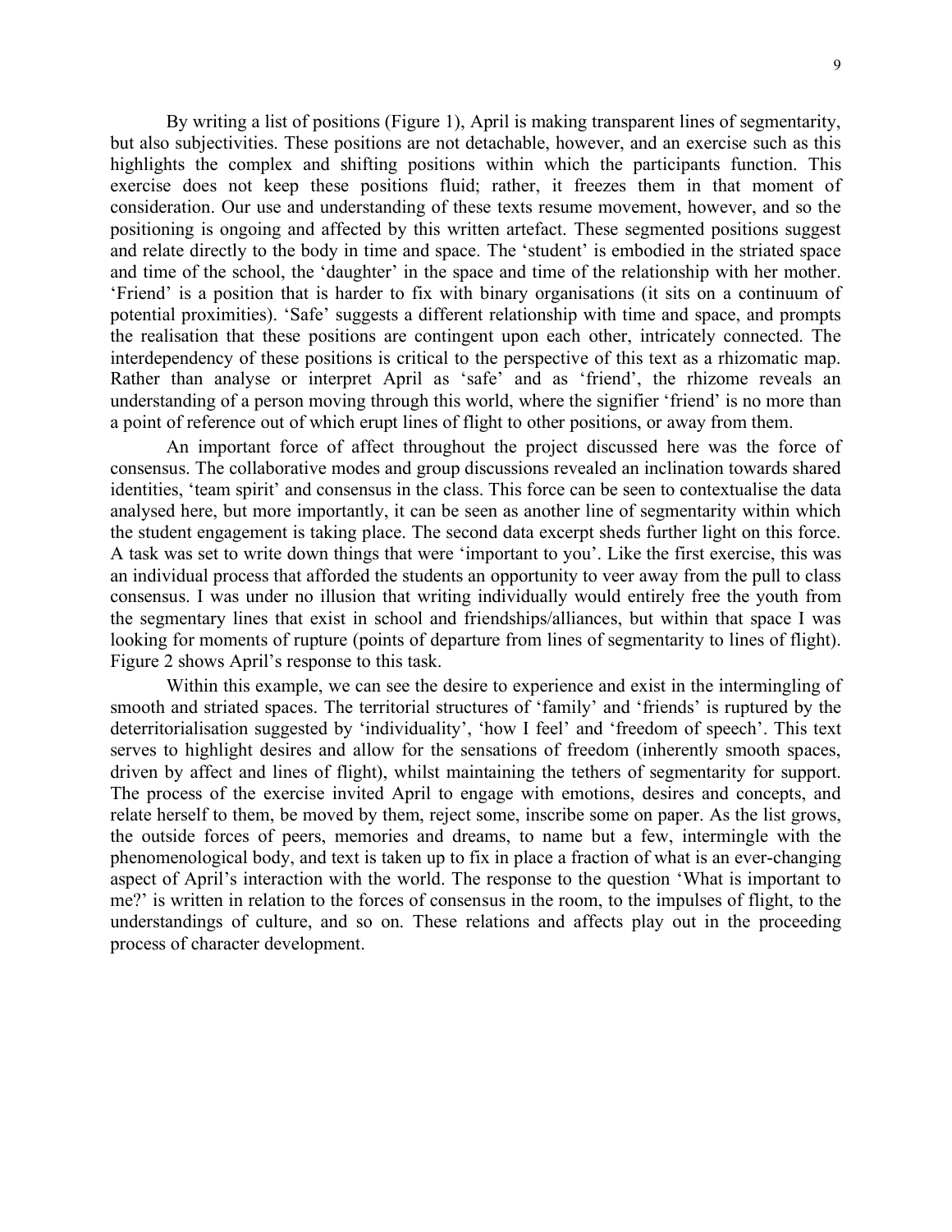By writing a list of positions (Figure 1), April is making transparent lines of segmentarity, but also subjectivities. These positions are not detachable, however, and an exercise such as this highlights the complex and shifting positions within which the participants function. This exercise does not keep these positions fluid; rather, it freezes them in that moment of consideration. Our use and understanding of these texts resume movement, however, and so the positioning is ongoing and affected by this written artefact. These segmented positions suggest and relate directly to the body in time and space. The 'student' is embodied in the striated space and time of the school, the 'daughter' in the space and time of the relationship with her mother. 'Friend' is a position that is harder to fix with binary organisations (it sits on a continuum of potential proximities). 'Safe' suggests a different relationship with time and space, and prompts the realisation that these positions are contingent upon each other, intricately connected. The interdependency of these positions is critical to the perspective of this text as a rhizomatic map. Rather than analyse or interpret April as 'safe' and as 'friend', the rhizome reveals an understanding of a person moving through this world, where the signifier 'friend' is no more than a point of reference out of which erupt lines of flight to other positions, or away from them.

An important force of affect throughout the project discussed here was the force of consensus. The collaborative modes and group discussions revealed an inclination towards shared identities, 'team spirit' and consensus in the class. This force can be seen to contextualise the data analysed here, but more importantly, it can be seen as another line of segmentarity within which the student engagement is taking place. The second data excerpt sheds further light on this force. A task was set to write down things that were 'important to you'. Like the first exercise, this was an individual process that afforded the students an opportunity to veer away from the pull to class consensus. I was under no illusion that writing individually would entirely free the youth from the segmentary lines that exist in school and friendships/alliances, but within that space I was looking for moments of rupture (points of departure from lines of segmentarity to lines of flight). Figure 2 shows April's response to this task.

Within this example, we can see the desire to experience and exist in the intermingling of smooth and striated spaces. The territorial structures of 'family' and 'friends' is ruptured by the deterritorialisation suggested by 'individuality', 'how I feel' and 'freedom of speech'. This text serves to highlight desires and allow for the sensations of freedom (inherently smooth spaces, driven by affect and lines of flight), whilst maintaining the tethers of segmentarity for support. The process of the exercise invited April to engage with emotions, desires and concepts, and relate herself to them, be moved by them, reject some, inscribe some on paper. As the list grows, the outside forces of peers, memories and dreams, to name but a few, intermingle with the phenomenological body, and text is taken up to fix in place a fraction of what is an ever-changing aspect of April's interaction with the world. The response to the question 'What is important to me?' is written in relation to the forces of consensus in the room, to the impulses of flight, to the understandings of culture, and so on. These relations and affects play out in the proceeding process of character development.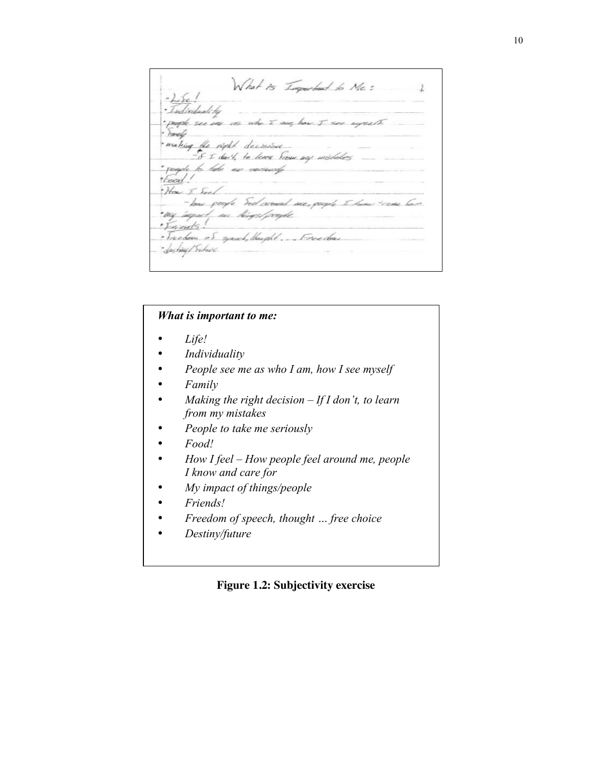What is Important to Me:

- Life!
- Individuality
- people see me as who I am, how I see myself
- Family
- making the right decision
  - If I don't, to learn from my mistakes
- people to take me seriously
- Food!
- How I feel
  - how people feel around me, people I know & care for
- my impact on things/people
- Friends!
- Freedom of speech, thought... Freedom
- destiny/future

***What is important to me:***

- *Life!*
- *Individuality*
- *People see me as who I am, how I see myself*
- *Family*
- *Making the right decision – If I don't, to learn from my mistakes*
- *People to take me seriously*
- *Food!*
- *How I feel – How people feel around me, people I know and care for*
- *My impact of things/people*
- *Friends!*
- *Freedom of speech, thought … free choice*
- *Destiny/future*

**Figure 1.2: Subjectivity exercise**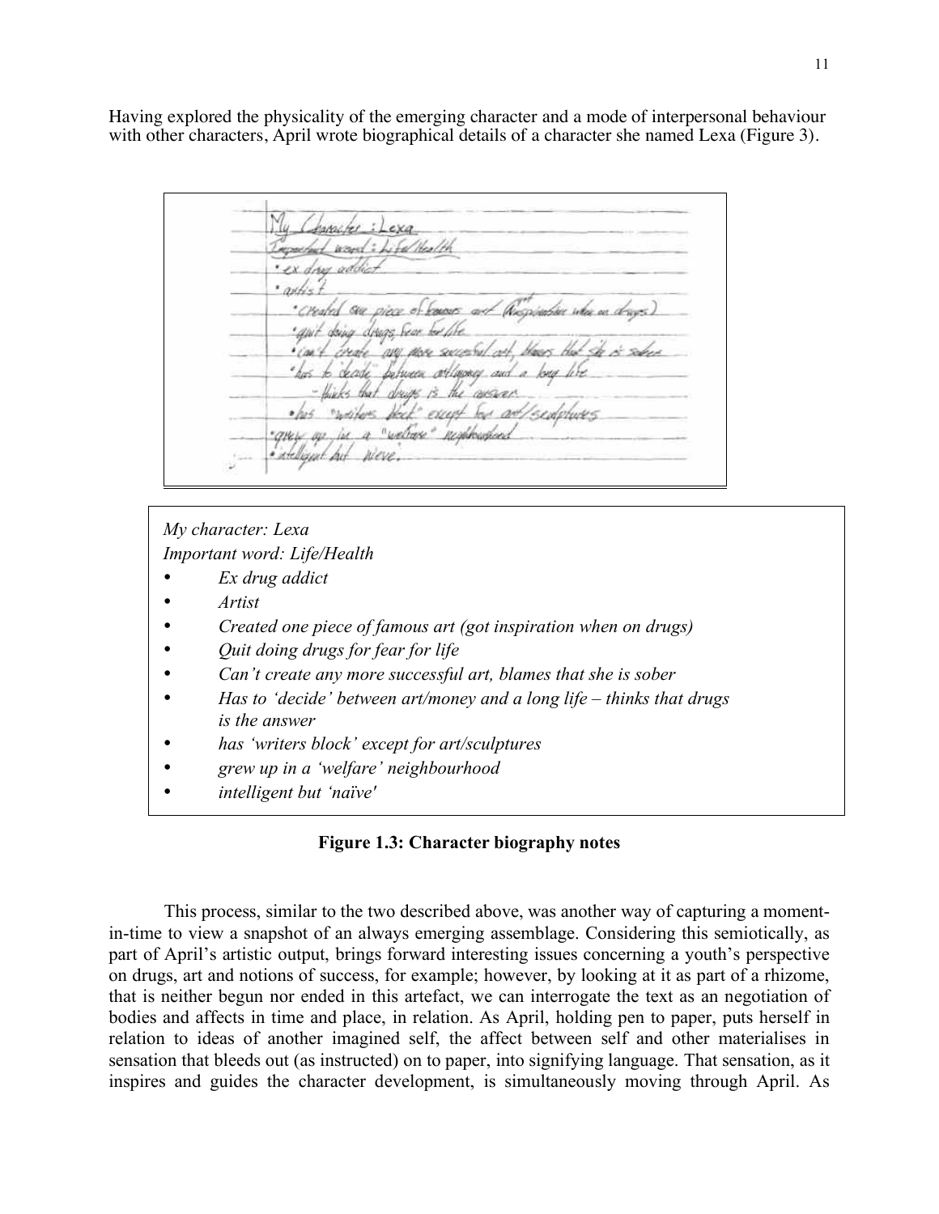Having explored the physicality of the emerging character and a mode of interpersonal behaviour with other characters, April wrote biographical details of a character she named Lexa (Figure 3).

*My character: Lexa*
*Important word: Life/Health*

- *Ex drug addict*
- *Artist*
- *Created one piece of famous art (got inspiration when on drugs)*
- *Quit doing drugs for fear for life*
- *Can't create any more successful art, blames that she is sober*
- *Has to 'decide' between art/money and a long life – thinks that drugs is the answer*
- *has 'writers block' except for art/sculptures*
- *grew up in a 'welfare' neighbourhood*
- *intelligent but 'naïve'*

**Figure 1.3: Character biography notes**

This process, similar to the two described above, was another way of capturing a moment-in-time to view a snapshot of an always emerging assemblage. Considering this semiotically, as part of April's artistic output, brings forward interesting issues concerning a youth's perspective on drugs, art and notions of success, for example; however, by looking at it as part of a rhizome, that is neither begun nor ended in this artefact, we can interrogate the text as an negotiation of bodies and affects in time and place, in relation. As April, holding pen to paper, puts herself in relation to ideas of another imagined self, the affect between self and other materialises in sensation that bleeds out (as instructed) on to paper, into signifying language. That sensation, as it inspires and guides the character development, is simultaneously moving through April. As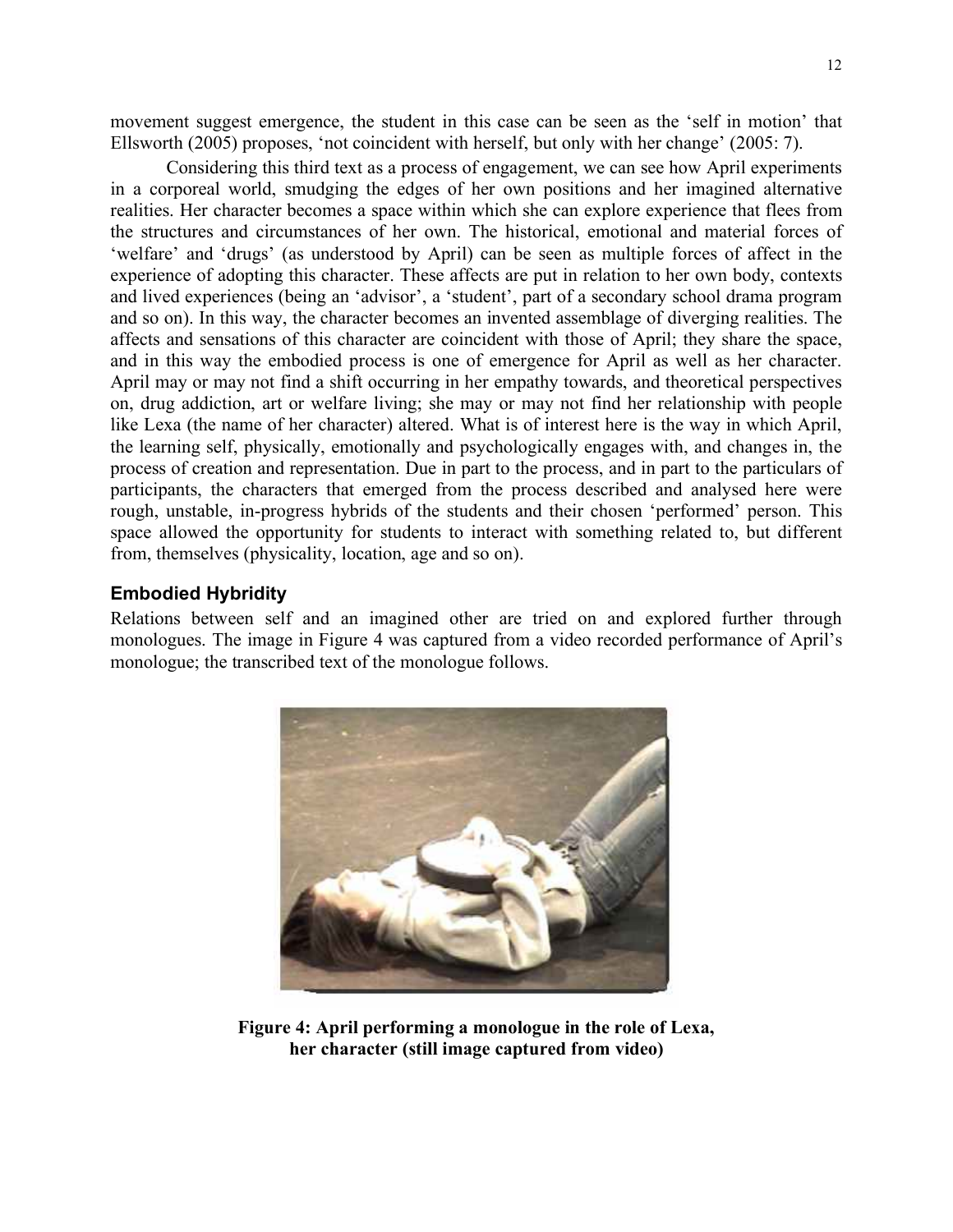movement suggest emergence, the student in this case can be seen as the 'self in motion' that Ellsworth (2005) proposes, 'not coincident with herself, but only with her change' (2005: 7).

Considering this third text as a process of engagement, we can see how April experiments in a corporeal world, smudging the edges of her own positions and her imagined alternative realities. Her character becomes a space within which she can explore experience that flees from the structures and circumstances of her own. The historical, emotional and material forces of 'welfare' and 'drugs' (as understood by April) can be seen as multiple forces of affect in the experience of adopting this character. These affects are put in relation to her own body, contexts and lived experiences (being an 'advisor', a 'student', part of a secondary school drama program and so on). In this way, the character becomes an invented assemblage of diverging realities. The affects and sensations of this character are coincident with those of April; they share the space, and in this way the embodied process is one of emergence for April as well as her character. April may or may not find a shift occurring in her empathy towards, and theoretical perspectives on, drug addiction, art or welfare living; she may or may not find her relationship with people like Lexa (the name of her character) altered. What is of interest here is the way in which April, the learning self, physically, emotionally and psychologically engages with, and changes in, the process of creation and representation. Due in part to the process, and in part to the particulars of participants, the characters that emerged from the process described and analysed here were rough, unstable, in-progress hybrids of the students and their chosen 'performed' person. This space allowed the opportunity for students to interact with something related to, but different from, themselves (physicality, location, age and so on).

## Embodied Hybridity

Relations between self and an imagined other are tried on and explored further through monologues. The image in Figure 4 was captured from a video recorded performance of April's monologue; the transcribed text of the monologue follows.

**Figure 4: April performing a monologue in the role of Lexa, her character (still image captured from video)**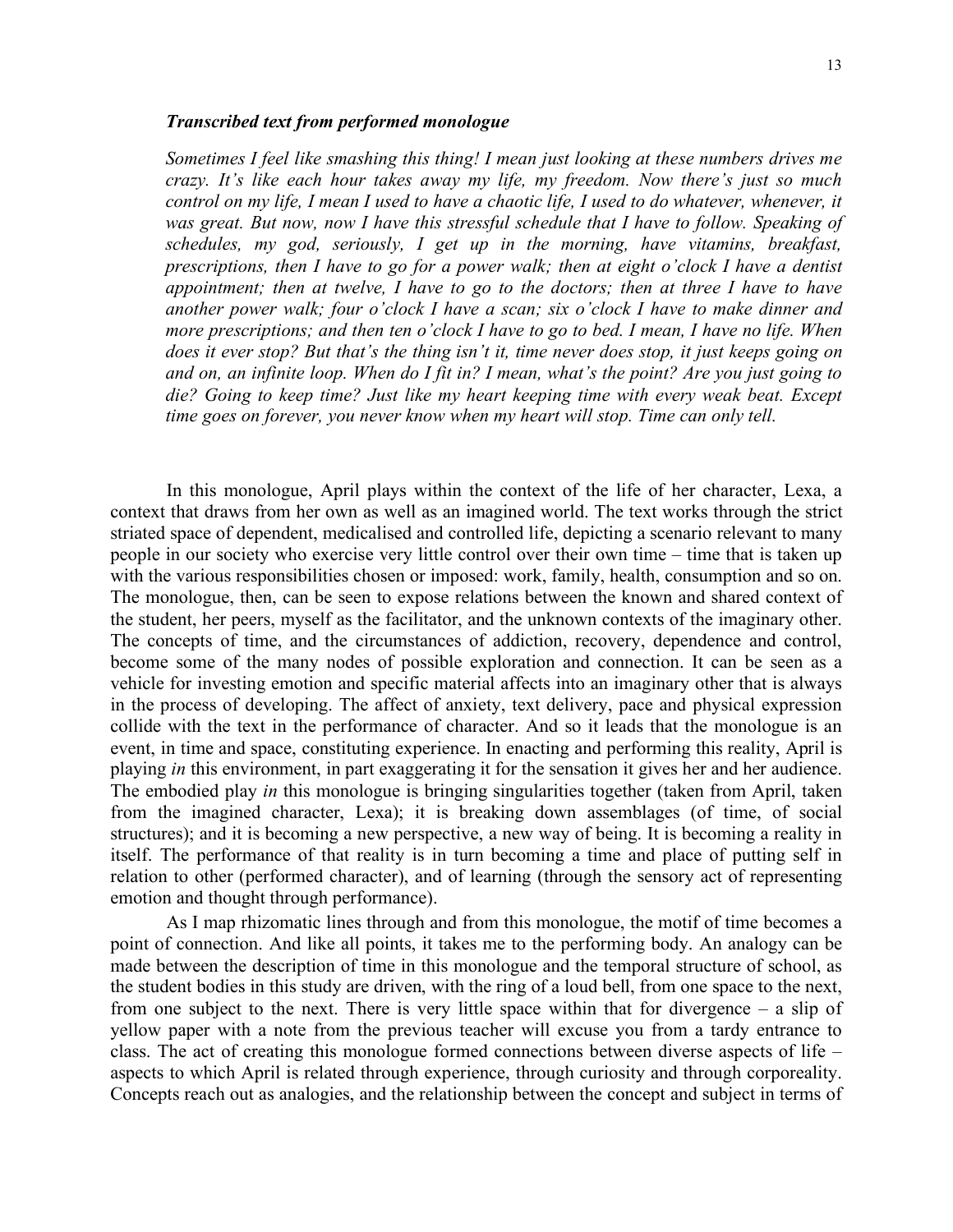***Transcribed text from performed monologue***

*Sometimes I feel like smashing this thing! I mean just looking at these numbers drives me crazy. It's like each hour takes away my life, my freedom. Now there's just so much control on my life, I mean I used to have a chaotic life, I used to do whatever, whenever, it was great. But now, now I have this stressful schedule that I have to follow. Speaking of schedules, my god, seriously, I get up in the morning, have vitamins, breakfast, prescriptions, then I have to go for a power walk; then at eight o'clock I have a dentist appointment; then at twelve, I have to go to the doctors; then at three I have to have another power walk; four o'clock I have a scan; six o'clock I have to make dinner and more prescriptions; and then ten o'clock I have to go to bed. I mean, I have no life. When does it ever stop? But that's the thing isn't it, time never does stop, it just keeps going on and on, an infinite loop. When do I fit in? I mean, what's the point? Are you just going to die? Going to keep time? Just like my heart keeping time with every weak beat. Except time goes on forever, you never know when my heart will stop. Time can only tell.*

In this monologue, April plays within the context of the life of her character, Lexa, a context that draws from her own as well as an imagined world. The text works through the strict striated space of dependent, medicalised and controlled life, depicting a scenario relevant to many people in our society who exercise very little control over their own time – time that is taken up with the various responsibilities chosen or imposed: work, family, health, consumption and so on. The monologue, then, can be seen to expose relations between the known and shared context of the student, her peers, myself as the facilitator, and the unknown contexts of the imaginary other. The concepts of time, and the circumstances of addiction, recovery, dependence and control, become some of the many nodes of possible exploration and connection. It can be seen as a vehicle for investing emotion and specific material affects into an imaginary other that is always in the process of developing. The affect of anxiety, text delivery, pace and physical expression collide with the text in the performance of character. And so it leads that the monologue is an event, in time and space, constituting experience. In enacting and performing this reality, April is playing *in* this environment, in part exaggerating it for the sensation it gives her and her audience. The embodied play *in* this monologue is bringing singularities together (taken from April, taken from the imagined character, Lexa); it is breaking down assemblages (of time, of social structures); and it is becoming a new perspective, a new way of being. It is becoming a reality in itself. The performance of that reality is in turn becoming a time and place of putting self in relation to other (performed character), and of learning (through the sensory act of representing emotion and thought through performance).

As I map rhizomatic lines through and from this monologue, the motif of time becomes a point of connection. And like all points, it takes me to the performing body. An analogy can be made between the description of time in this monologue and the temporal structure of school, as the student bodies in this study are driven, with the ring of a loud bell, from one space to the next, from one subject to the next. There is very little space within that for divergence – a slip of yellow paper with a note from the previous teacher will excuse you from a tardy entrance to class. The act of creating this monologue formed connections between diverse aspects of life – aspects to which April is related through experience, through curiosity and through corporeality. Concepts reach out as analogies, and the relationship between the concept and subject in terms of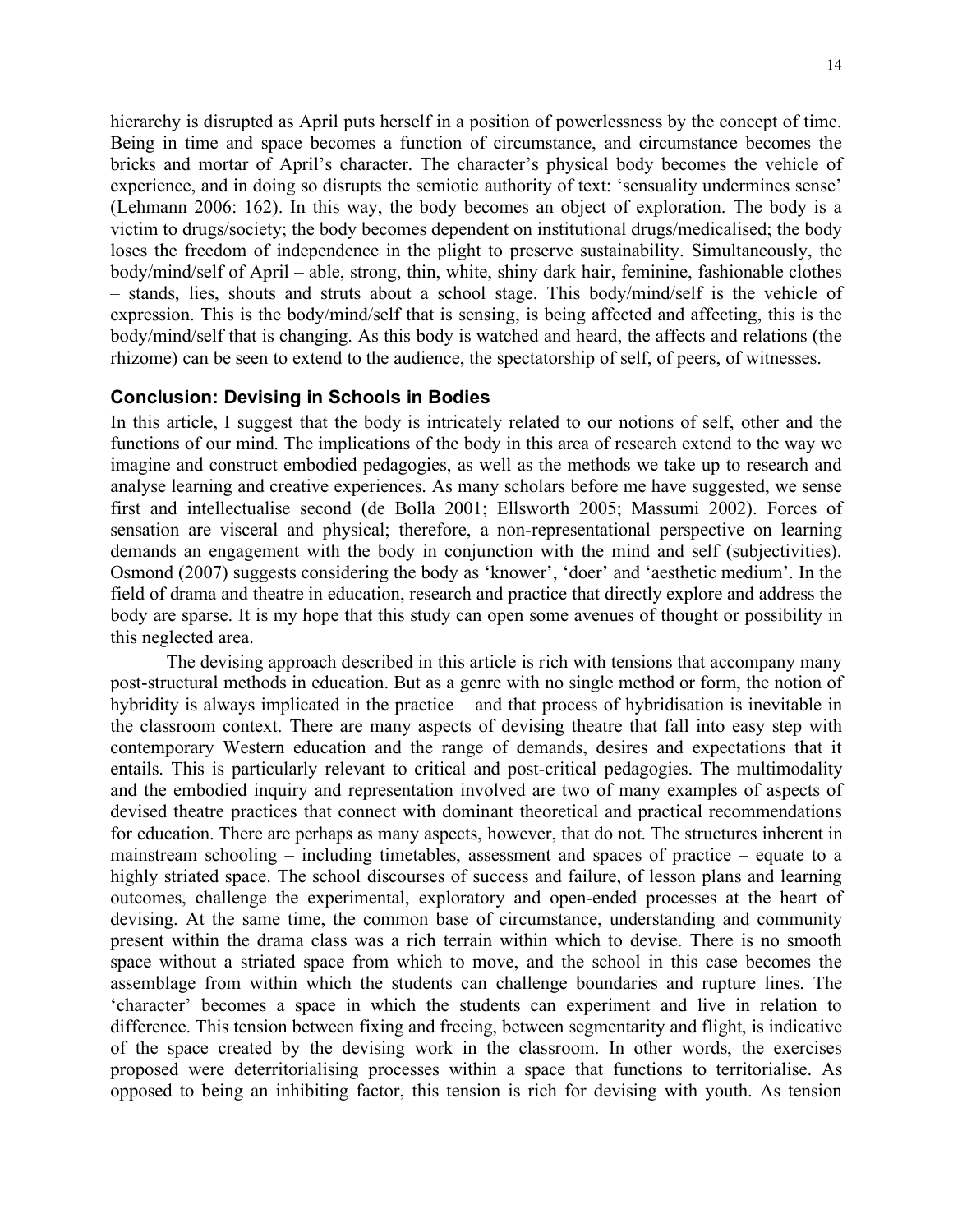hierarchy is disrupted as April puts herself in a position of powerlessness by the concept of time. Being in time and space becomes a function of circumstance, and circumstance becomes the bricks and mortar of April's character. The character's physical body becomes the vehicle of experience, and in doing so disrupts the semiotic authority of text: 'sensuality undermines sense' (Lehmann 2006: 162). In this way, the body becomes an object of exploration. The body is a victim to drugs/society; the body becomes dependent on institutional drugs/medicalised; the body loses the freedom of independence in the plight to preserve sustainability. Simultaneously, the body/mind/self of April – able, strong, thin, white, shiny dark hair, feminine, fashionable clothes – stands, lies, shouts and struts about a school stage. This body/mind/self is the vehicle of expression. This is the body/mind/self that is sensing, is being affected and affecting, this is the body/mind/self that is changing. As this body is watched and heard, the affects and relations (the rhizome) can be seen to extend to the audience, the spectatorship of self, of peers, of witnesses.

## Conclusion: Devising in Schools in Bodies

In this article, I suggest that the body is intricately related to our notions of self, other and the functions of our mind. The implications of the body in this area of research extend to the way we imagine and construct embodied pedagogies, as well as the methods we take up to research and analyse learning and creative experiences. As many scholars before me have suggested, we sense first and intellectualise second (de Bolla 2001; Ellsworth 2005; Massumi 2002). Forces of sensation are visceral and physical; therefore, a non-representational perspective on learning demands an engagement with the body in conjunction with the mind and self (subjectivities). Osmond (2007) suggests considering the body as 'knower', 'doer' and 'aesthetic medium'. In the field of drama and theatre in education, research and practice that directly explore and address the body are sparse. It is my hope that this study can open some avenues of thought or possibility in this neglected area.

The devising approach described in this article is rich with tensions that accompany many post-structural methods in education. But as a genre with no single method or form, the notion of hybridity is always implicated in the practice – and that process of hybridisation is inevitable in the classroom context. There are many aspects of devising theatre that fall into easy step with contemporary Western education and the range of demands, desires and expectations that it entails. This is particularly relevant to critical and post-critical pedagogies. The multimodality and the embodied inquiry and representation involved are two of many examples of aspects of devised theatre practices that connect with dominant theoretical and practical recommendations for education. There are perhaps as many aspects, however, that do not. The structures inherent in mainstream schooling – including timetables, assessment and spaces of practice – equate to a highly striated space. The school discourses of success and failure, of lesson plans and learning outcomes, challenge the experimental, exploratory and open-ended processes at the heart of devising. At the same time, the common base of circumstance, understanding and community present within the drama class was a rich terrain within which to devise. There is no smooth space without a striated space from which to move, and the school in this case becomes the assemblage from within which the students can challenge boundaries and rupture lines. The 'character' becomes a space in which the students can experiment and live in relation to difference. This tension between fixing and freeing, between segmentarity and flight, is indicative of the space created by the devising work in the classroom. In other words, the exercises proposed were deterritorialising processes within a space that functions to territorialise. As opposed to being an inhibiting factor, this tension is rich for devising with youth. As tension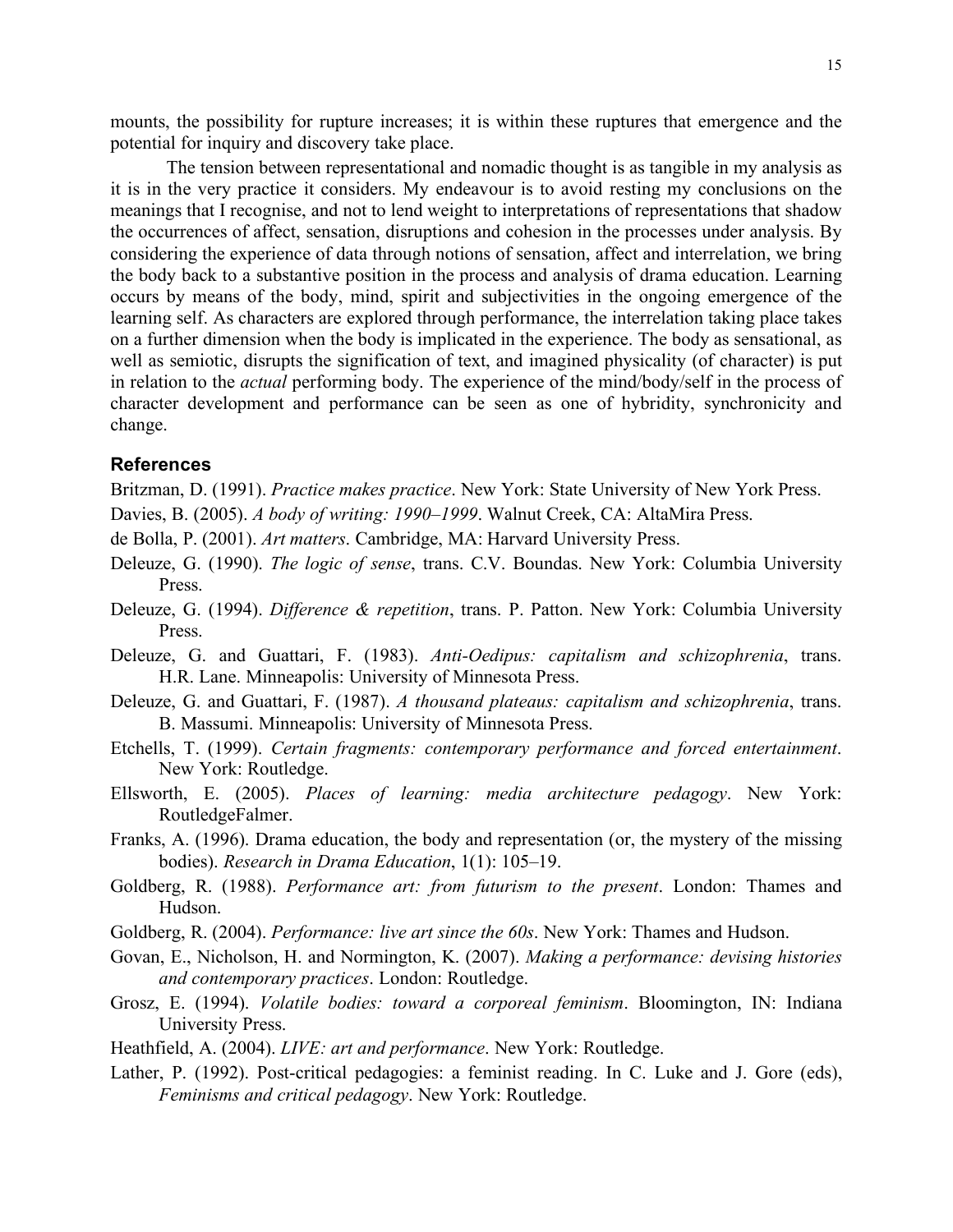mounts, the possibility for rupture increases; it is within these ruptures that emergence and the potential for inquiry and discovery take place.

The tension between representational and nomadic thought is as tangible in my analysis as it is in the very practice it considers. My endeavour is to avoid resting my conclusions on the meanings that I recognise, and not to lend weight to interpretations of representations that shadow the occurrences of affect, sensation, disruptions and cohesion in the processes under analysis. By considering the experience of data through notions of sensation, affect and interrelation, we bring the body back to a substantive position in the process and analysis of drama education. Learning occurs by means of the body, mind, spirit and subjectivities in the ongoing emergence of the learning self. As characters are explored through performance, the interrelation taking place takes on a further dimension when the body is implicated in the experience. The body as sensational, as well as semiotic, disrupts the signification of text, and imagined physicality (of character) is put in relation to the *actual* performing body. The experience of the mind/body/self in the process of character development and performance can be seen as one of hybridity, synchronicity and change.

## References

Britzman, D. (1991). *Practice makes practice*. New York: State University of New York Press.

Davies, B. (2005). *A body of writing: 1990–1999*. Walnut Creek, CA: AltaMira Press.

de Bolla, P. (2001). *Art matters*. Cambridge, MA: Harvard University Press.

Deleuze, G. (1990). *The logic of sense*, trans. C.V. Boundas. New York: Columbia University Press.

Deleuze, G. (1994). *Difference & repetition*, trans. P. Patton. New York: Columbia University Press.

Deleuze, G. and Guattari, F. (1983). *Anti-Oedipus: capitalism and schizophrenia*, trans. H.R. Lane. Minneapolis: University of Minnesota Press.

Deleuze, G. and Guattari, F. (1987). *A thousand plateaus: capitalism and schizophrenia*, trans. B. Massumi. Minneapolis: University of Minnesota Press.

Etchells, T. (1999). *Certain fragments: contemporary performance and forced entertainment*. New York: Routledge.

Ellsworth, E. (2005). *Places of learning: media architecture pedagogy*. New York: RoutledgeFalmer.

Franks, A. (1996). Drama education, the body and representation (or, the mystery of the missing bodies). *Research in Drama Education*, 1(1): 105–19.

Goldberg, R. (1988). *Performance art: from futurism to the present*. London: Thames and Hudson.

Goldberg, R. (2004). *Performance: live art since the 60s*. New York: Thames and Hudson.

Govan, E., Nicholson, H. and Normington, K. (2007). *Making a performance: devising histories and contemporary practices*. London: Routledge.

Grosz, E. (1994). *Volatile bodies: toward a corporeal feminism*. Bloomington, IN: Indiana University Press.

Heathfield, A. (2004). *LIVE: art and performance*. New York: Routledge.

Lather, P. (1992). Post-critical pedagogies: a feminist reading. In C. Luke and J. Gore (eds), *Feminisms and critical pedagogy*. New York: Routledge.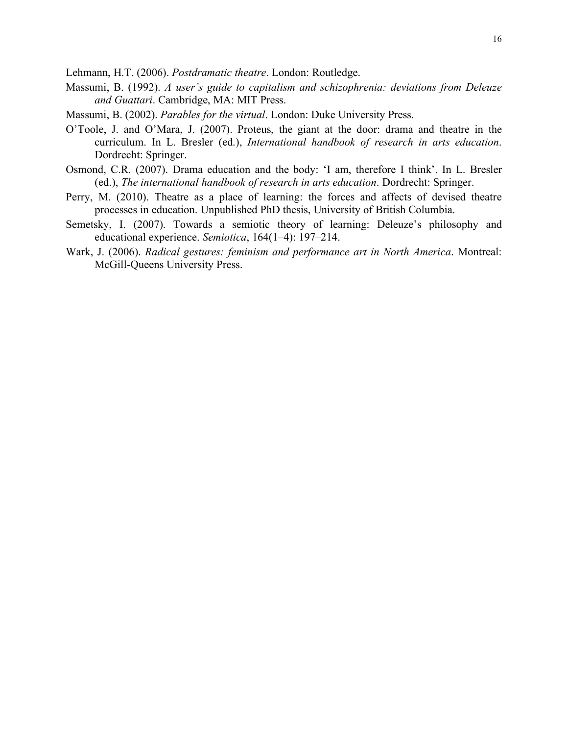Lehmann, H.T. (2006). *Postdramatic theatre*. London: Routledge.

Massumi, B. (1992). *A user's guide to capitalism and schizophrenia: deviations from Deleuze and Guattari*. Cambridge, MA: MIT Press.

Massumi, B. (2002). *Parables for the virtual*. London: Duke University Press.

O'Toole, J. and O'Mara, J. (2007). Proteus, the giant at the door: drama and theatre in the curriculum. In L. Bresler (ed.), *International handbook of research in arts education*. Dordrecht: Springer.

Osmond, C.R. (2007). Drama education and the body: 'I am, therefore I think'. In L. Bresler (ed.), *The international handbook of research in arts education*. Dordrecht: Springer.

Perry, M. (2010). Theatre as a place of learning: the forces and affects of devised theatre processes in education. Unpublished PhD thesis, University of British Columbia.

Semetsky, I. (2007). Towards a semiotic theory of learning: Deleuze's philosophy and educational experience. *Semiotica*, 164(1–4): 197–214.

Wark, J. (2006). *Radical gestures: feminism and performance art in North America*. Montreal: McGill-Queens University Press.